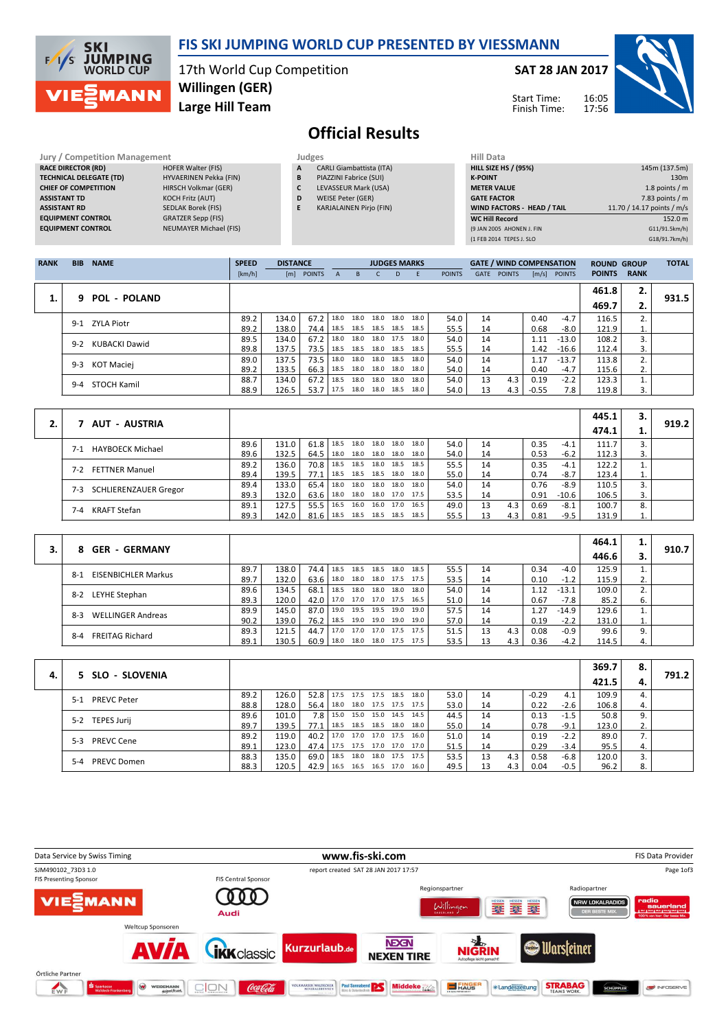# FIS SKI JUMPING WORLD CUP PRESENTED BY VIESSMANN

17th World Cup Competition
**Willingen (GER)**
**Large Hill Team**

**SAT 28 JAN 2017**

Start Time: 16:05
Finish Time: 17:56

## Official Results

**Jury / Competition Management**

| | |
|---|---|
| RACE DIRECTOR (RD) | HOFER Walter (FIS) |
| TECHNICAL DELEGATE (TD) | HYVAERINEN Pekka (FIN) |
| CHIEF OF COMPETITION | HIRSCH Volkmar (GER) |
| ASSISTANT TD | KOCH Fritz (AUT) |
| ASSISTANT RD | SEDLAK Borek (FIS) |
| EQUIPMENT CONTROL | GRATZER Sepp (FIS) |
| EQUIPMENT CONTROL | NEUMAYER Michael (FIS) |

**Judges**

| | |
|---|---|
| A | CARLI Giambattista (ITA) |
| B | PIAZZINI Fabrice (SUI) |
| C | LEVASSEUR Mark (USA) |
| D | WEISE Peter (GER) |
| E | KARJALAINEN Pirjo (FIN) |

**Hill Data**

| | |
|---|---|
| HILL SIZE HS / (95%) | 145m (137.5m) |
| K-POINT | 130m |
| METER VALUE | 1.8 points / m |
| GATE FACTOR | 7.83 points / m |
| WIND FACTORS - HEAD / TAIL | 11.70 / 14.17 points / m/s |
| WC Hill Record | 152.0 m |
| (9 JAN 2005 AHONEN J. FIN | G11/91.5km/h) |
| (1 FEB 2014 TEPES J. SLO | G18/91.7km/h) |

| RANK | BIB | NAME | SPEED [km/h] | DISTANCE [m] | DISTANCE POINTS | A | B | C | D | E | JUDGES POINTS | GATE | GATE POINTS | WIND [m/s] | WIND POINTS | ROUND POINTS | GROUP RANK | TOTAL |
|---|---|---|---|---|---|---|---|---|---|---|---|---|---|---|---|---|---|---|
| 1. | 9 | POL - POLAND | | | | | | | | | | | | | | 461.8 | 2. | 931.5 |
| | | | | | | | | | | | | | | | | 469.7 | 2. | |
| | 9-1 | ZYLA Piotr | 89.2 | 134.0 | 67.2 | 18.0 | 18.0 | 18.0 | 18.0 | 18.0 | 54.0 | 14 | | 0.40 | -4.7 | 116.5 | 2. | |
| | | | 89.2 | 138.0 | 74.4 | 18.5 | 18.5 | 18.5 | 18.5 | 18.5 | 55.5 | 14 | | 0.68 | -8.0 | 121.9 | 1. | |
| | 9-2 | KUBACKI Dawid | 89.5 | 134.0 | 67.2 | 18.0 | 18.0 | 18.0 | 17.5 | 18.0 | 54.0 | 14 | | 1.11 | -13.0 | 108.2 | 3. | |
| | | | 89.8 | 137.5 | 73.5 | 18.5 | 18.5 | 18.0 | 18.5 | 18.5 | 55.5 | 14 | | 1.42 | -16.6 | 112.4 | 3. | |
| | 9-3 | KOT Maciej | 89.0 | 137.5 | 73.5 | 18.0 | 18.0 | 18.0 | 18.5 | 18.0 | 54.0 | 14 | | 1.17 | -13.7 | 113.8 | 2. | |
| | | | 89.2 | 133.5 | 66.3 | 18.5 | 18.0 | 18.0 | 18.0 | 18.0 | 54.0 | 14 | | 0.40 | -4.7 | 115.6 | 2. | |
| | 9-4 | STOCH Kamil | 88.7 | 134.0 | 67.2 | 18.5 | 18.0 | 18.0 | 18.0 | 18.0 | 54.0 | 13 | 4.3 | 0.19 | -2.2 | 123.3 | 1. | |
| | | | 88.9 | 126.5 | 53.7 | 17.5 | 18.0 | 18.0 | 18.5 | 18.0 | 54.0 | 13 | 4.3 | -0.55 | 7.8 | 119.8 | 3. | |
| 2. | 7 | AUT - AUSTRIA | | | | | | | | | | | | | | 445.1 | 3. | 919.2 |
| | | | | | | | | | | | | | | | | 474.1 | 1. | |
| | 7-1 | HAYBOECK Michael | 89.6 | 131.0 | 61.8 | 18.5 | 18.0 | 18.0 | 18.0 | 18.0 | 54.0 | 14 | | 0.35 | -4.1 | 111.7 | 3. | |
| | | | 89.6 | 132.5 | 64.5 | 18.0 | 18.0 | 18.0 | 18.0 | 18.0 | 54.0 | 14 | | 0.53 | -6.2 | 112.3 | 3. | |
| | 7-2 | FETTNER Manuel | 89.2 | 136.0 | 70.8 | 18.5 | 18.5 | 18.0 | 18.5 | 18.5 | 55.5 | 14 | | 0.35 | -4.1 | 122.2 | 1. | |
| | | | 89.4 | 139.5 | 77.1 | 18.5 | 18.5 | 18.5 | 18.0 | 18.0 | 55.0 | 14 | | 0.74 | -8.7 | 123.4 | 1. | |
| | 7-3 | SCHLIERENZAUER Gregor | 89.4 | 133.0 | 65.4 | 18.0 | 18.0 | 18.0 | 18.0 | 18.0 | 54.0 | 14 | | 0.76 | -8.9 | 110.5 | 3. | |
| | | | 89.3 | 132.0 | 63.6 | 18.0 | 18.0 | 18.0 | 17.0 | 17.5 | 53.5 | 14 | | 0.91 | -10.6 | 106.5 | 3. | |
| | 7-4 | KRAFT Stefan | 89.1 | 127.5 | 55.5 | 16.5 | 16.0 | 16.0 | 17.0 | 16.5 | 49.0 | 13 | 4.3 | 0.69 | -8.1 | 100.7 | 8. | |
| | | | 89.3 | 142.0 | 81.6 | 18.5 | 18.5 | 18.5 | 18.5 | 18.5 | 55.5 | 13 | 4.3 | 0.81 | -9.5 | 131.9 | 1. | |
| 3. | 8 | GER - GERMANY | | | | | | | | | | | | | | 464.1 | 1. | 910.7 |
| | | | | | | | | | | | | | | | | 446.6 | 3. | |
| | 8-1 | EISENBICHLER Markus | 89.7 | 138.0 | 74.4 | 18.5 | 18.5 | 18.5 | 18.0 | 18.5 | 55.5 | 14 | | 0.34 | -4.0 | 125.9 | 1. | |
| | | | 89.7 | 132.0 | 63.6 | 18.0 | 18.0 | 18.0 | 17.5 | 17.5 | 53.5 | 14 | | 0.10 | -1.2 | 115.9 | 2. | |
| | 8-2 | LEYHE Stephan | 89.6 | 134.5 | 68.1 | 18.5 | 18.0 | 18.0 | 18.0 | 18.0 | 54.0 | 14 | | 1.12 | -13.1 | 109.0 | 2. | |
| | | | 89.3 | 120.0 | 42.0 | 17.0 | 17.0 | 17.0 | 17.5 | 16.5 | 51.0 | 14 | | 0.67 | -7.8 | 85.2 | 6. | |
| | 8-3 | WELLINGER Andreas | 89.9 | 145.0 | 87.0 | 19.0 | 19.5 | 19.5 | 19.0 | 19.0 | 57.5 | 14 | | 1.27 | -14.9 | 129.6 | 1. | |
| | | | 90.2 | 139.0 | 76.2 | 18.5 | 19.0 | 19.0 | 19.0 | 19.0 | 57.0 | 14 | | 0.19 | -2.2 | 131.0 | 1. | |
| | 8-4 | FREITAG Richard | 89.3 | 121.5 | 44.7 | 17.0 | 17.0 | 17.0 | 17.5 | 17.5 | 51.5 | 13 | 4.3 | 0.08 | -0.9 | 99.6 | 9. | |
| | | | 89.1 | 130.5 | 60.9 | 18.0 | 18.0 | 18.0 | 17.5 | 17.5 | 53.5 | 13 | 4.3 | 0.36 | -4.2 | 114.5 | 4. | |
| 4. | 5 | SLO - SLOVENIA | | | | | | | | | | | | | | 369.7 | 8. | 791.2 |
| | | | | | | | | | | | | | | | | 421.5 | 4. | |
| | 5-1 | PREVC Peter | 89.2 | 126.0 | 52.8 | 17.5 | 17.5 | 17.5 | 18.5 | 18.0 | 53.0 | 14 | | -0.29 | 4.1 | 109.9 | 4. | |
| | | | 88.8 | 128.0 | 56.4 | 18.0 | 18.0 | 17.5 | 17.5 | 17.5 | 53.0 | 14 | | 0.22 | -2.6 | 106.8 | 4. | |
| | 5-2 | TEPES Jurij | 89.6 | 101.0 | 7.8 | 15.0 | 15.0 | 15.0 | 14.5 | 14.5 | 44.5 | 14 | | 0.13 | -1.5 | 50.8 | 9. | |
| | | | 89.7 | 139.5 | 77.1 | 18.5 | 18.5 | 18.5 | 18.0 | 18.0 | 55.0 | 14 | | 0.78 | -9.1 | 123.0 | 2. | |
| | 5-3 | PREVC Cene | 89.2 | 119.0 | 40.2 | 17.0 | 17.0 | 17.0 | 17.5 | 16.0 | 51.0 | 14 | | 0.19 | -2.2 | 89.0 | 7. | |
| | | | 89.1 | 123.0 | 47.4 | 17.5 | 17.5 | 17.0 | 17.0 | 17.0 | 51.5 | 14 | | 0.29 | -3.4 | 95.5 | 4. | |
| | 5-4 | PREVC Domen | 88.3 | 135.0 | 69.0 | 18.5 | 18.0 | 18.0 | 17.5 | 17.5 | 53.5 | 13 | 4.3 | 0.58 | -6.8 | 120.0 | 3. | |
| | | | 88.3 | 120.5 | 42.9 | 16.5 | 16.5 | 16.5 | 17.0 | 16.0 | 49.5 | 13 | 4.3 | 0.04 | -0.5 | 96.2 | 8. | |

Data Service by Swiss Timing — www.fis-ski.com — FIS Data Provider

SJM490102_73D3 1.0 — report created SAT 28 JAN 2017 17:57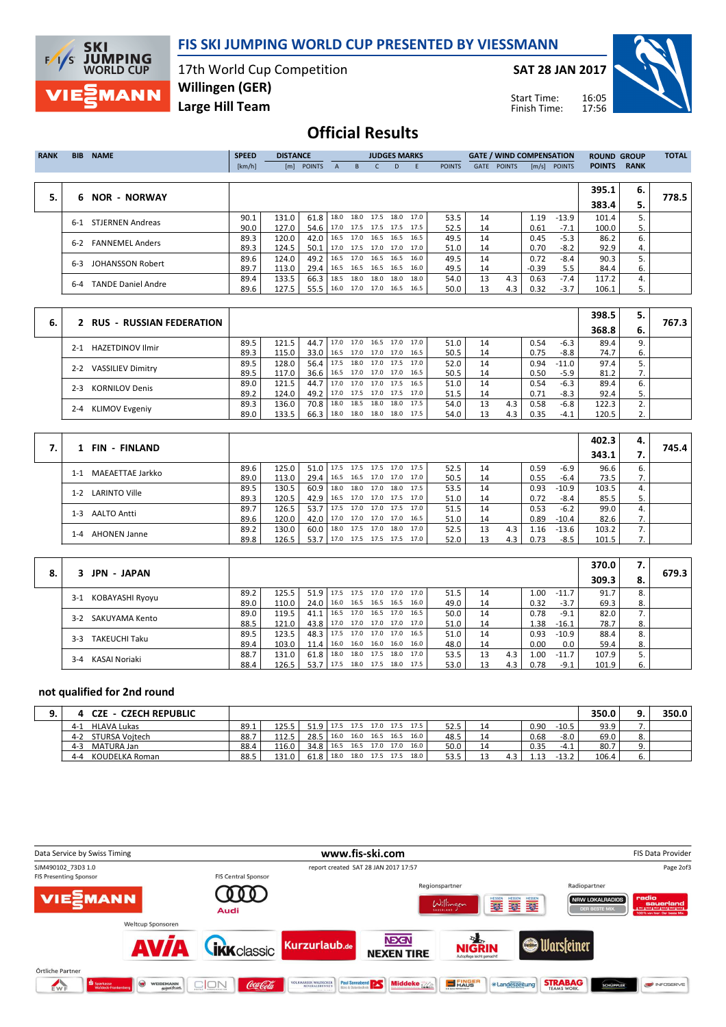# FIS SKI JUMPING WORLD CUP PRESENTED BY VIESSMANN

17th World Cup Competition
**Willingen (GER)**
**Large Hill Team**

**SAT 28 JAN 2017**

Start Time: 16:05
Finish Time: 17:56

## Official Results

| RANK | BIB | NAME | SPEED [km/h] | DISTANCE [m] | DISTANCE POINTS | A | B | C | D | E | JUDGES POINTS | GATE | GATE POINTS | WIND [m/s] | WIND POINTS | ROUND POINTS | GROUP RANK | TOTAL |
|---|---|---|---|---|---|---|---|---|---|---|---|---|---|---|---|---|---|---|
| **5.** | **6** | **NOR - NORWAY** | | | | | | | | | | | | | | **395.1** / **383.4** | **6.** / **5.** | **778.5** |
| | 6-1 | STJERNEN Andreas | 90.1 | 131.0 | 61.8 | 18.0 | 18.0 | 17.5 | 18.0 | 17.0 | 53.5 | 14 | | 1.19 | -13.9 | 101.4 | 5. | |
| | | | 90.0 | 127.0 | 54.6 | 17.0 | 17.5 | 17.5 | 17.5 | 17.5 | 52.5 | 14 | | 0.61 | -7.1 | 100.0 | 5. | |
| | 6-2 | FANNEMEL Anders | 89.3 | 120.0 | 42.0 | 16.5 | 17.0 | 16.5 | 16.5 | 16.5 | 49.5 | 14 | | 0.45 | -5.3 | 86.2 | 6. | |
| | | | 89.3 | 124.5 | 50.1 | 17.0 | 17.5 | 17.0 | 17.0 | 17.0 | 51.0 | 14 | | 0.70 | -8.2 | 92.9 | 4. | |
| | 6-3 | JOHANSSON Robert | 89.6 | 124.0 | 49.2 | 16.5 | 17.0 | 16.5 | 16.5 | 16.0 | 49.5 | 14 | | 0.72 | -8.4 | 90.3 | 5. | |
| | | | 89.7 | 113.0 | 29.4 | 16.5 | 16.5 | 16.5 | 16.5 | 16.0 | 49.5 | 14 | | -0.39 | 5.5 | 84.4 | 6. | |
| | 6-4 | TANDE Daniel Andre | 89.4 | 133.5 | 66.3 | 18.5 | 18.0 | 18.0 | 18.0 | 18.0 | 54.0 | 13 | 4.3 | 0.63 | -7.4 | 117.2 | 4. | |
| | | | 89.6 | 127.5 | 55.5 | 16.0 | 17.0 | 17.0 | 16.5 | 16.5 | 50.0 | 13 | 4.3 | 0.32 | -3.7 | 106.1 | 5. | |
| **6.** | **2** | **RUS - RUSSIAN FEDERATION** | | | | | | | | | | | | | | **398.5** / **368.8** | **5.** / **6.** | **767.3** |
| | 2-1 | HAZETDINOV Ilmir | 89.5 | 121.5 | 44.7 | 17.0 | 17.0 | 16.5 | 17.0 | 17.0 | 51.0 | 14 | | 0.54 | -6.3 | 89.4 | 9. | |
| | | | 89.3 | 115.0 | 33.0 | 16.5 | 17.0 | 17.0 | 17.0 | 16.5 | 50.5 | 14 | | 0.75 | -8.8 | 74.7 | 6. | |
| | 2-2 | VASSILIEV Dimitry | 89.5 | 128.0 | 56.4 | 17.5 | 18.0 | 17.0 | 17.5 | 17.0 | 52.0 | 14 | | 0.94 | -11.0 | 97.4 | 5. | |
| | | | 89.5 | 117.0 | 36.6 | 16.5 | 17.0 | 17.0 | 17.0 | 16.5 | 50.5 | 14 | | 0.50 | -5.9 | 81.2 | 7. | |
| | 2-3 | KORNILOV Denis | 89.0 | 121.5 | 44.7 | 17.0 | 17.0 | 17.0 | 17.5 | 16.5 | 51.0 | 14 | | 0.54 | -6.3 | 89.4 | 6. | |
| | | | 89.2 | 124.0 | 49.2 | 17.0 | 17.5 | 17.0 | 17.5 | 17.0 | 51.5 | 14 | | 0.71 | -8.3 | 92.4 | 5. | |
| | 2-4 | KLIMOV Evgeniy | 89.3 | 136.0 | 70.8 | 18.0 | 18.5 | 18.0 | 18.0 | 17.5 | 54.0 | 13 | 4.3 | 0.58 | -6.8 | 122.3 | 2. | |
| | | | 89.0 | 133.5 | 66.3 | 18.0 | 18.0 | 18.0 | 18.0 | 17.5 | 54.0 | 13 | 4.3 | 0.35 | -4.1 | 120.5 | 2. | |
| **7.** | **1** | **FIN - FINLAND** | | | | | | | | | | | | | | **402.3** / **343.1** | **4.** / **7.** | **745.4** |
| | 1-1 | MAEAETTAE Jarkko | 89.6 | 125.0 | 51.0 | 17.5 | 17.5 | 17.5 | 17.0 | 17.5 | 52.5 | 14 | | 0.59 | -6.9 | 96.6 | 6. | |
| | | | 89.0 | 113.0 | 29.4 | 16.5 | 16.5 | 17.0 | 17.0 | 17.0 | 50.5 | 14 | | 0.55 | -6.4 | 73.5 | 7. | |
| | 1-2 | LARINTO Ville | 89.5 | 130.5 | 60.9 | 18.0 | 18.0 | 17.0 | 18.0 | 17.5 | 53.5 | 14 | | 0.93 | -10.9 | 103.5 | 4. | |
| | | | 89.3 | 120.5 | 42.9 | 16.5 | 17.0 | 17.0 | 17.0 | 17.0 | 51.0 | 14 | | 0.72 | -8.4 | 85.5 | 5. | |
| | 1-3 | AALTO Antti | 89.7 | 126.5 | 53.7 | 17.5 | 17.0 | 17.0 | 17.5 | 17.0 | 51.5 | 14 | | 0.53 | -6.2 | 99.0 | 4. | |
| | | | 89.6 | 120.0 | 42.0 | 17.0 | 17.0 | 17.0 | 17.0 | 16.5 | 51.0 | 14 | | 0.89 | -10.4 | 82.6 | 7. | |
| | 1-4 | AHONEN Janne | 89.2 | 130.0 | 60.0 | 18.0 | 17.5 | 17.0 | 18.0 | 17.0 | 52.5 | 13 | 4.3 | 1.16 | -13.6 | 103.2 | 7. | |
| | | | 89.8 | 126.5 | 53.7 | 17.0 | 17.5 | 17.5 | 17.5 | 17.0 | 52.0 | 13 | 4.3 | 0.73 | -8.5 | 101.5 | 7. | |
| **8.** | **3** | **JPN - JAPAN** | | | | | | | | | | | | | | **370.0** / **309.3** | **7.** / **8.** | **679.3** |
| | 3-1 | KOBAYASHI Ryoyu | 89.2 | 125.5 | 51.9 | 17.5 | 17.5 | 17.0 | 17.0 | 17.0 | 51.5 | 14 | | 1.00 | -11.7 | 91.7 | 8. | |
| | | | 89.0 | 110.0 | 24.0 | 16.0 | 16.5 | 16.5 | 16.5 | 16.0 | 49.0 | 14 | | 0.32 | -3.7 | 69.3 | 8. | |
| | 3-2 | SAKUYAMA Kento | 89.0 | 119.5 | 41.1 | 16.5 | 17.0 | 16.5 | 17.0 | 16.5 | 50.0 | 14 | | 0.78 | -9.1 | 82.0 | 7. | |
| | | | 88.5 | 121.0 | 43.8 | 17.0 | 17.0 | 17.0 | 17.0 | 17.0 | 51.0 | 14 | | 1.38 | -16.1 | 78.7 | 8. | |
| | 3-3 | TAKEUCHI Taku | 89.5 | 123.5 | 48.3 | 17.5 | 17.0 | 17.0 | 17.0 | 16.5 | 51.0 | 14 | | 0.93 | -10.9 | 88.4 | 8. | |
| | | | 89.4 | 103.0 | 11.4 | 16.0 | 16.0 | 16.0 | 16.0 | 16.0 | 48.0 | 14 | | 0.00 | 0.0 | 59.4 | 8. | |
| | 3-4 | KASAI Noriaki | 88.7 | 131.0 | 61.8 | 18.0 | 18.0 | 17.5 | 18.0 | 17.0 | 53.5 | 13 | 4.3 | 1.00 | -11.7 | 107.9 | 5. | |
| | | | 88.4 | 126.5 | 53.7 | 17.5 | 18.0 | 17.5 | 18.0 | 17.5 | 53.0 | 13 | 4.3 | 0.78 | -9.1 | 101.9 | 6. | |

### not qualified for 2nd round

| RANK | BIB | NAME | SPEED [km/h] | DISTANCE [m] | DISTANCE POINTS | A | B | C | D | E | JUDGES POINTS | GATE | GATE POINTS | WIND [m/s] | WIND POINTS | ROUND POINTS | GROUP RANK | TOTAL |
|---|---|---|---|---|---|---|---|---|---|---|---|---|---|---|---|---|---|---|
| **9.** | **4** | **CZE - CZECH REPUBLIC** | | | | | | | | | | | | | | **350.0** | **9.** | **350.0** |
| | 4-1 | HLAVA Lukas | 89.1 | 125.5 | 51.9 | 17.5 | 17.5 | 17.0 | 17.5 | 17.5 | 52.5 | 14 | | 0.90 | -10.5 | 93.9 | 7. | |
| | 4-2 | STURSA Vojtech | 88.7 | 112.5 | 28.5 | 16.0 | 16.0 | 16.5 | 16.0 | 16.0 | 48.5 | 14 | | 0.68 | -8.0 | 69.0 | 8. | |
| | 4-3 | MATURA Jan | 88.4 | 116.0 | 34.8 | 16.5 | 16.5 | 17.0 | 17.0 | 16.0 | 50.0 | 14 | | 0.35 | -4.1 | 80.7 | 9. | |
| | 4-4 | KOUDELKA Roman | 88.5 | 131.0 | 61.8 | 18.0 | 18.0 | 17.5 | 17.5 | 18.0 | 53.5 | 13 | 4.3 | 1.13 | -13.2 | 106.4 | 6. | |

Data Service by Swiss Timing — www.fis-ski.com — FIS Data Provider

SJM490102_73D3 1.0 — report created SAT 28 JAN 2017 17:57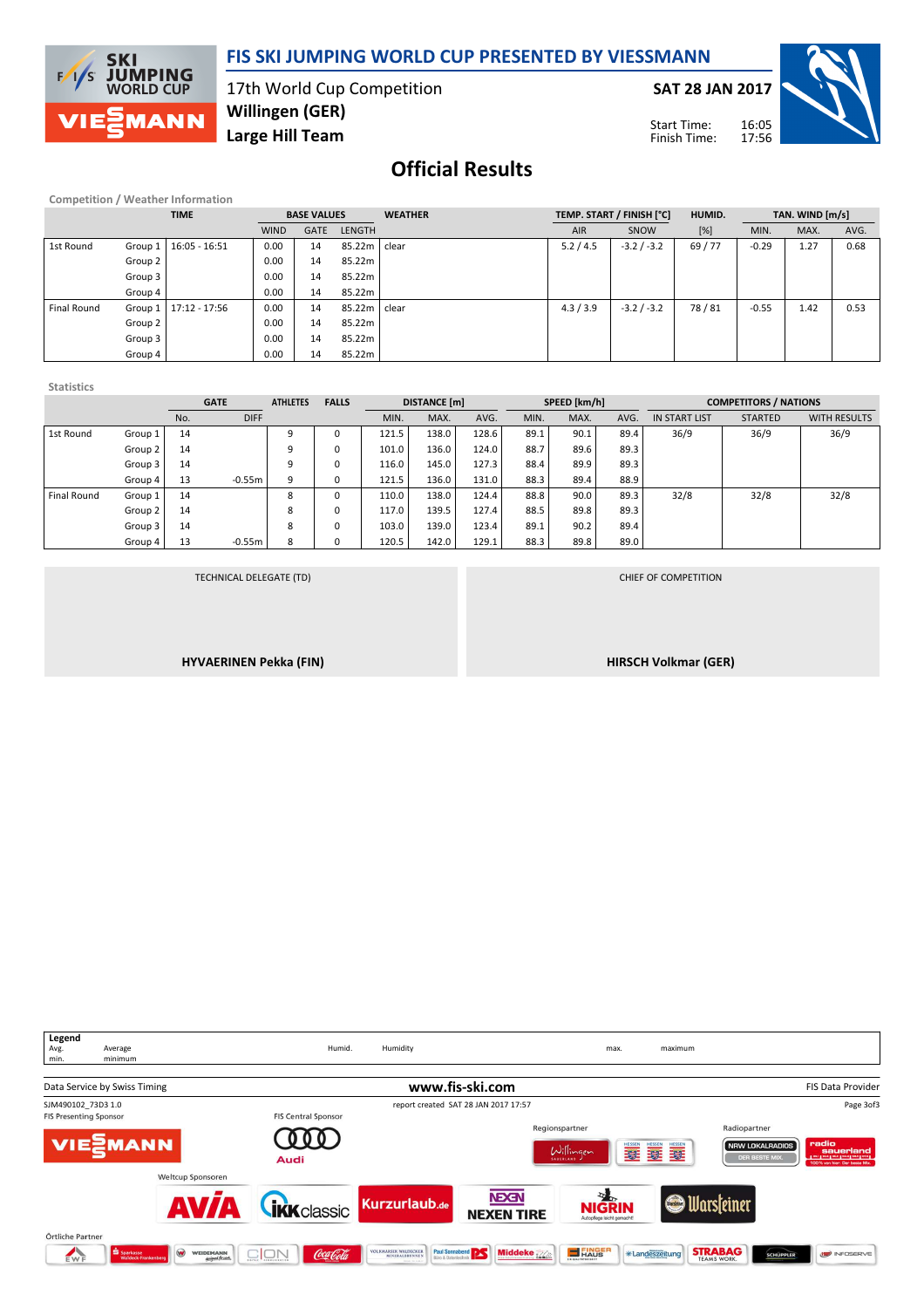# FIS SKI JUMPING WORLD CUP PRESENTED BY VIESSMANN

17th World Cup Competition
**Willingen (GER)**
**Large Hill Team**

**SAT 28 JAN 2017**

Start Time: 16:05
Finish Time: 17:56

## Official Results

### Competition / Weather Information

| | | TIME | BASE VALUES | | | WEATHER | TEMP. START / FINISH [°C] | | HUMID. | TAN. WIND [m/s] | | |
|---|---|---|---|---|---|---|---|---|---|---|---|---|
| | | | WIND | GATE | LENGTH | | AIR | SNOW | [%] | MIN. | MAX. | AVG. |
| 1st Round | Group 1 | 16:05 - 16:51 | 0.00 | 14 | 85.22m | clear | 5.2 / 4.5 | -3.2 / -3.2 | 69 / 77 | -0.29 | 1.27 | 0.68 |
| | Group 2 | | 0.00 | 14 | 85.22m | | | | | | | |
| | Group 3 | | 0.00 | 14 | 85.22m | | | | | | | |
| | Group 4 | | 0.00 | 14 | 85.22m | | | | | | | |
| Final Round | Group 1 | 17:12 - 17:56 | 0.00 | 14 | 85.22m | clear | 4.3 / 3.9 | -3.2 / -3.2 | 78 / 81 | -0.55 | 1.42 | 0.53 |
| | Group 2 | | 0.00 | 14 | 85.22m | | | | | | | |
| | Group 3 | | 0.00 | 14 | 85.22m | | | | | | | |
| | Group 4 | | 0.00 | 14 | 85.22m | | | | | | | |

### Statistics

| | | GATE | | ATHLETES | FALLS | DISTANCE [m] | | | SPEED [km/h] | | | COMPETITORS / NATIONS | | |
|---|---|---|---|---|---|---|---|---|---|---|---|---|---|---|
| | | No. | DIFF | | | MIN. | MAX. | AVG. | MIN. | MAX. | AVG. | IN START LIST | STARTED | WITH RESULTS |
| 1st Round | Group 1 | 14 | | 9 | 0 | 121.5 | 138.0 | 128.6 | 89.1 | 90.1 | 89.4 | 36/9 | 36/9 | 36/9 |
| | Group 2 | 14 | | 9 | 0 | 101.0 | 136.0 | 124.0 | 88.7 | 89.6 | 89.3 | | | |
| | Group 3 | 14 | | 9 | 0 | 116.0 | 145.0 | 127.3 | 88.4 | 89.9 | 89.3 | | | |
| | Group 4 | 13 | -0.55m | 9 | 0 | 121.5 | 136.0 | 131.0 | 88.3 | 89.4 | 88.9 | | | |
| Final Round | Group 1 | 14 | | 8 | 0 | 110.0 | 138.0 | 124.4 | 88.8 | 90.0 | 89.3 | 32/8 | 32/8 | 32/8 |
| | Group 2 | 14 | | 8 | 0 | 117.0 | 139.5 | 127.4 | 88.5 | 89.8 | 89.3 | | | |
| | Group 3 | 14 | | 8 | 0 | 103.0 | 139.0 | 123.4 | 89.1 | 90.2 | 89.4 | | | |
| | Group 4 | 13 | -0.55m | 8 | 0 | 120.5 | 142.0 | 129.1 | 88.3 | 89.8 | 89.0 | | | |

| TECHNICAL DELEGATE (TD) | CHIEF OF COMPETITION |
|---|---|
| **HYVAERINEN Pekka (FIN)** | **HIRSCH Volkmar (GER)** |

**Legend**
Avg. Average
min. minimum
Humid. Humidity
max. maximum

Data Service by Swiss Timing — www.fis-ski.com — FIS Data Provider

SJM490102_73D3 1.0 — report created SAT 28 JAN 2017 17:57